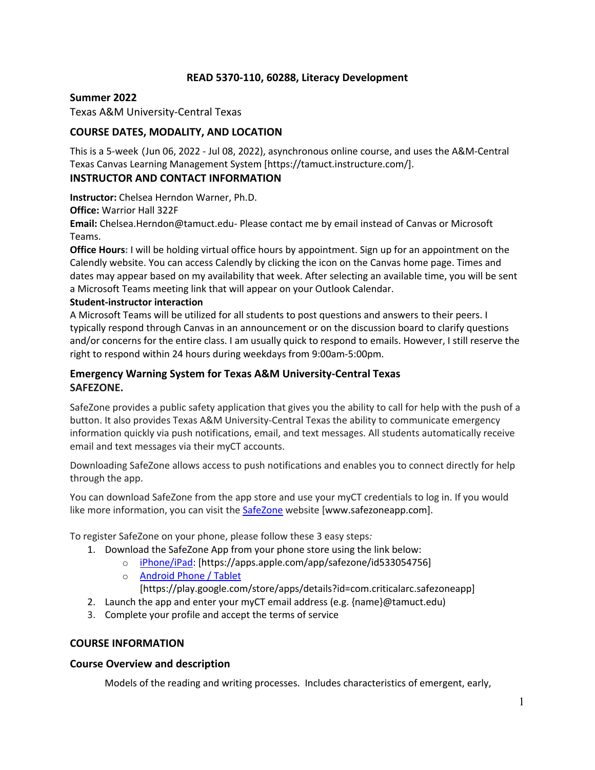# READ 5370-110, 60288, Literacy Development

**Summer 2022**

Texas A&M University-Central Texas

## COURSE DATES, MODALITY, AND LOCATION

This is a 5-week (Jun 06, 2022 - Jul 08, 2022), asynchronous online course, and uses the A&M-Central Texas Canvas Learning Management System [https://tamuct.instructure.com/].

## INSTRUCTOR AND CONTACT INFORMATION

**Instructor:** Chelsea Herndon Warner, Ph.D.

**Office:** Warrior Hall 322F

**Email:** Chelsea.Herndon@tamuct.edu- Please contact me by email instead of Canvas or Microsoft Teams.

**Office Hours:** I will be holding virtual office hours by appointment. Sign up for an appointment on the Calendly website. You can access Calendly by clicking the icon on the Canvas home page. Times and dates may appear based on my availability that week. After selecting an available time, you will be sent a Microsoft Teams meeting link that will appear on your Outlook Calendar.

**Student-instructor interaction**

A Microsoft Teams will be utilized for all students to post questions and answers to their peers. I typically respond through Canvas in an announcement or on the discussion board to clarify questions and/or concerns for the entire class. I am usually quick to respond to emails. However, I still reserve the right to respond within 24 hours during weekdays from 9:00am-5:00pm.

## Emergency Warning System for Texas A&M University-Central Texas
## SAFEZONE.

SafeZone provides a public safety application that gives you the ability to call for help with the push of a button. It also provides Texas A&M University-Central Texas the ability to communicate emergency information quickly via push notifications, email, and text messages. All students automatically receive email and text messages via their myCT accounts.

Downloading SafeZone allows access to push notifications and enables you to connect directly for help through the app.

You can download SafeZone from the app store and use your myCT credentials to log in. If you would like more information, you can visit the SafeZone website [www.safezoneapp.com].

To register SafeZone on your phone, please follow these 3 easy steps:

1. Download the SafeZone App from your phone store using the link below:
   - iPhone/iPad: [https://apps.apple.com/app/safezone/id533054756]
   - Android Phone / Tablet [https://play.google.com/store/apps/details?id=com.criticalarc.safezoneapp]
2. Launch the app and enter your myCT email address (e.g. {name}@tamuct.edu)
3. Complete your profile and accept the terms of service

## COURSE INFORMATION

### Course Overview and description

Models of the reading and writing processes. Includes characteristics of emergent, early,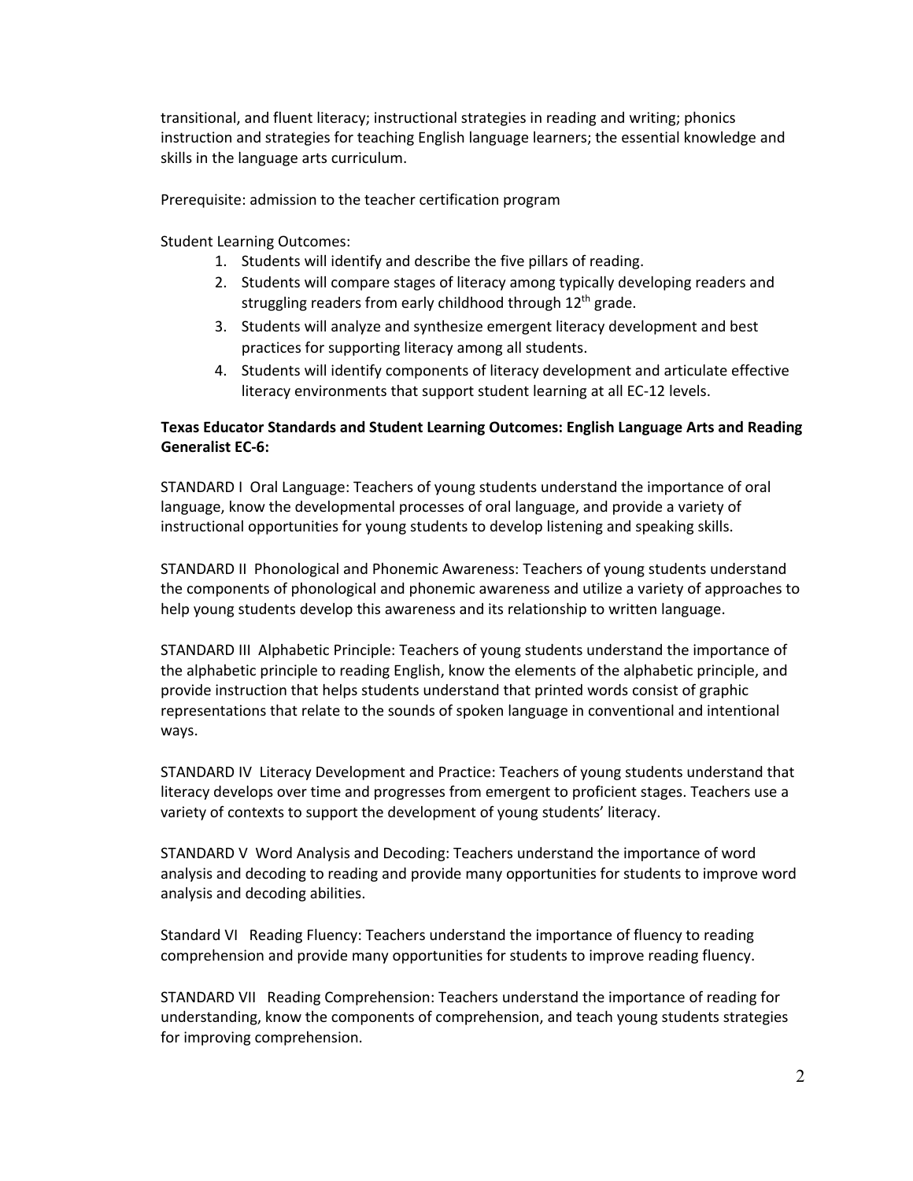transitional, and fluent literacy; instructional strategies in reading and writing; phonics instruction and strategies for teaching English language learners; the essential knowledge and skills in the language arts curriculum.

Prerequisite: admission to the teacher certification program

Student Learning Outcomes:

1. Students will identify and describe the five pillars of reading.
2. Students will compare stages of literacy among typically developing readers and struggling readers from early childhood through 12th grade.
3. Students will analyze and synthesize emergent literacy development and best practices for supporting literacy among all students.
4. Students will identify components of literacy development and articulate effective literacy environments that support student learning at all EC-12 levels.

**Texas Educator Standards and Student Learning Outcomes: English Language Arts and Reading Generalist EC-6:**

STANDARD I Oral Language: Teachers of young students understand the importance of oral language, know the developmental processes of oral language, and provide a variety of instructional opportunities for young students to develop listening and speaking skills.

STANDARD II Phonological and Phonemic Awareness: Teachers of young students understand the components of phonological and phonemic awareness and utilize a variety of approaches to help young students develop this awareness and its relationship to written language.

STANDARD III Alphabetic Principle: Teachers of young students understand the importance of the alphabetic principle to reading English, know the elements of the alphabetic principle, and provide instruction that helps students understand that printed words consist of graphic representations that relate to the sounds of spoken language in conventional and intentional ways.

STANDARD IV Literacy Development and Practice: Teachers of young students understand that literacy develops over time and progresses from emergent to proficient stages. Teachers use a variety of contexts to support the development of young students' literacy.

STANDARD V Word Analysis and Decoding: Teachers understand the importance of word analysis and decoding to reading and provide many opportunities for students to improve word analysis and decoding abilities.

Standard VI Reading Fluency: Teachers understand the importance of fluency to reading comprehension and provide many opportunities for students to improve reading fluency.

STANDARD VII Reading Comprehension: Teachers understand the importance of reading for understanding, know the components of comprehension, and teach young students strategies for improving comprehension.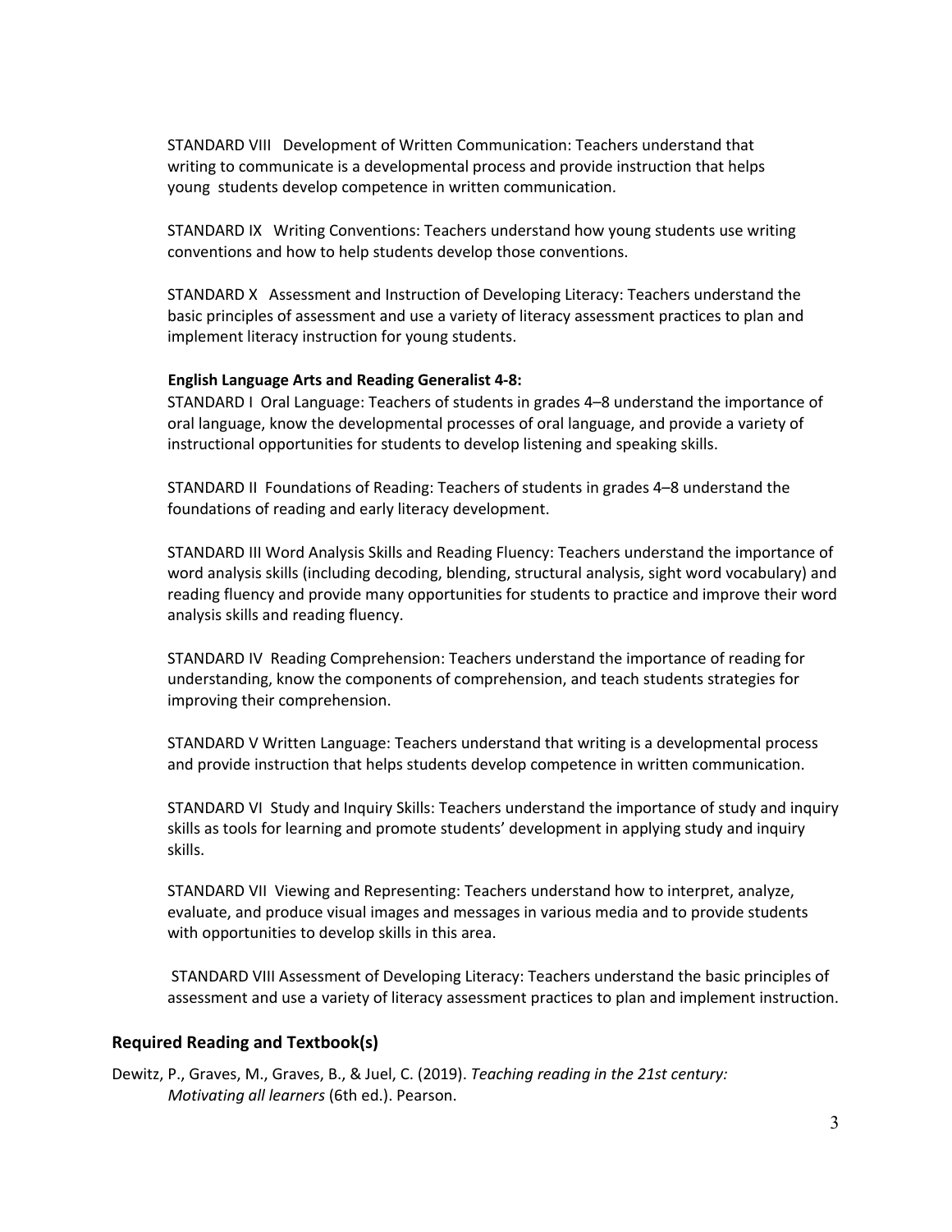STANDARD VIII Development of Written Communication: Teachers understand that writing to communicate is a developmental process and provide instruction that helps young students develop competence in written communication.

STANDARD IX Writing Conventions: Teachers understand how young students use writing conventions and how to help students develop those conventions.

STANDARD X Assessment and Instruction of Developing Literacy: Teachers understand the basic principles of assessment and use a variety of literacy assessment practices to plan and implement literacy instruction for young students.

**English Language Arts and Reading Generalist 4-8:**

STANDARD I Oral Language: Teachers of students in grades 4–8 understand the importance of oral language, know the developmental processes of oral language, and provide a variety of instructional opportunities for students to develop listening and speaking skills.

STANDARD II Foundations of Reading: Teachers of students in grades 4–8 understand the foundations of reading and early literacy development.

STANDARD III Word Analysis Skills and Reading Fluency: Teachers understand the importance of word analysis skills (including decoding, blending, structural analysis, sight word vocabulary) and reading fluency and provide many opportunities for students to practice and improve their word analysis skills and reading fluency.

STANDARD IV Reading Comprehension: Teachers understand the importance of reading for understanding, know the components of comprehension, and teach students strategies for improving their comprehension.

STANDARD V Written Language: Teachers understand that writing is a developmental process and provide instruction that helps students develop competence in written communication.

STANDARD VI Study and Inquiry Skills: Teachers understand the importance of study and inquiry skills as tools for learning and promote students' development in applying study and inquiry skills.

STANDARD VII Viewing and Representing: Teachers understand how to interpret, analyze, evaluate, and produce visual images and messages in various media and to provide students with opportunities to develop skills in this area.

STANDARD VIII Assessment of Developing Literacy: Teachers understand the basic principles of assessment and use a variety of literacy assessment practices to plan and implement instruction.

## Required Reading and Textbook(s)

Dewitz, P., Graves, M., Graves, B., & Juel, C. (2019). *Teaching reading in the 21st century: Motivating all learners* (6th ed.). Pearson.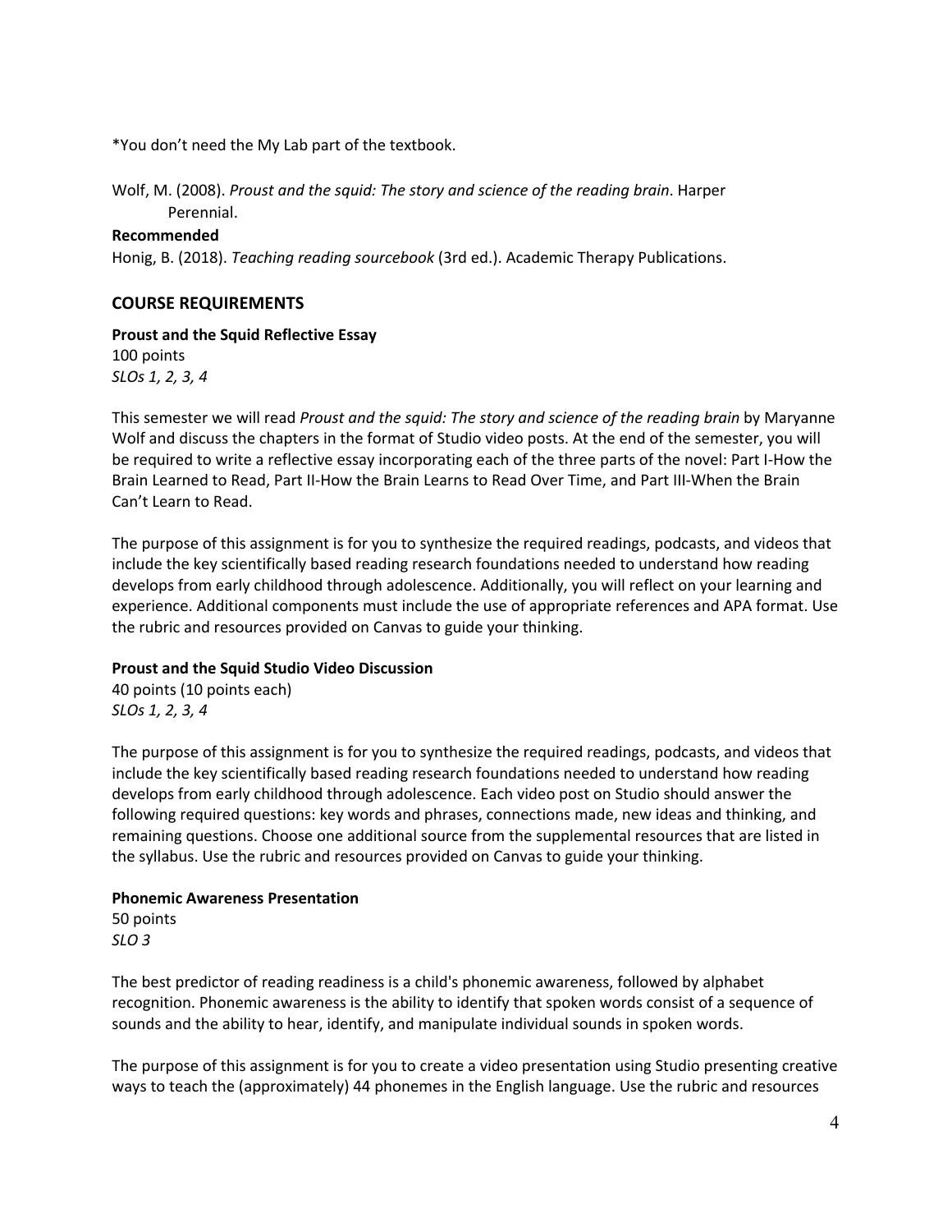*You don't need the My Lab part of the textbook.

Wolf, M. (2008). *Proust and the squid: The story and science of the reading brain*. Harper Perennial.

**Recommended**

Honig, B. (2018). *Teaching reading sourcebook* (3rd ed.). Academic Therapy Publications.

## COURSE REQUIREMENTS

**Proust and the Squid Reflective Essay**
100 points
*SLOs 1, 2, 3, 4*

This semester we will read *Proust and the squid: The story and science of the reading brain* by Maryanne Wolf and discuss the chapters in the format of Studio video posts. At the end of the semester, you will be required to write a reflective essay incorporating each of the three parts of the novel: Part I-How the Brain Learned to Read, Part II-How the Brain Learns to Read Over Time, and Part III-When the Brain Can't Learn to Read.

The purpose of this assignment is for you to synthesize the required readings, podcasts, and videos that include the key scientifically based reading research foundations needed to understand how reading develops from early childhood through adolescence. Additionally, you will reflect on your learning and experience. Additional components must include the use of appropriate references and APA format. Use the rubric and resources provided on Canvas to guide your thinking.

**Proust and the Squid Studio Video Discussion**
40 points (10 points each)
*SLOs 1, 2, 3, 4*

The purpose of this assignment is for you to synthesize the required readings, podcasts, and videos that include the key scientifically based reading research foundations needed to understand how reading develops from early childhood through adolescence. Each video post on Studio should answer the following required questions: key words and phrases, connections made, new ideas and thinking, and remaining questions. Choose one additional source from the supplemental resources that are listed in the syllabus. Use the rubric and resources provided on Canvas to guide your thinking.

**Phonemic Awareness Presentation**
50 points
*SLO 3*

The best predictor of reading readiness is a child's phonemic awareness, followed by alphabet recognition. Phonemic awareness is the ability to identify that spoken words consist of a sequence of sounds and the ability to hear, identify, and manipulate individual sounds in spoken words.

The purpose of this assignment is for you to create a video presentation using Studio presenting creative ways to teach the (approximately) 44 phonemes in the English language. Use the rubric and resources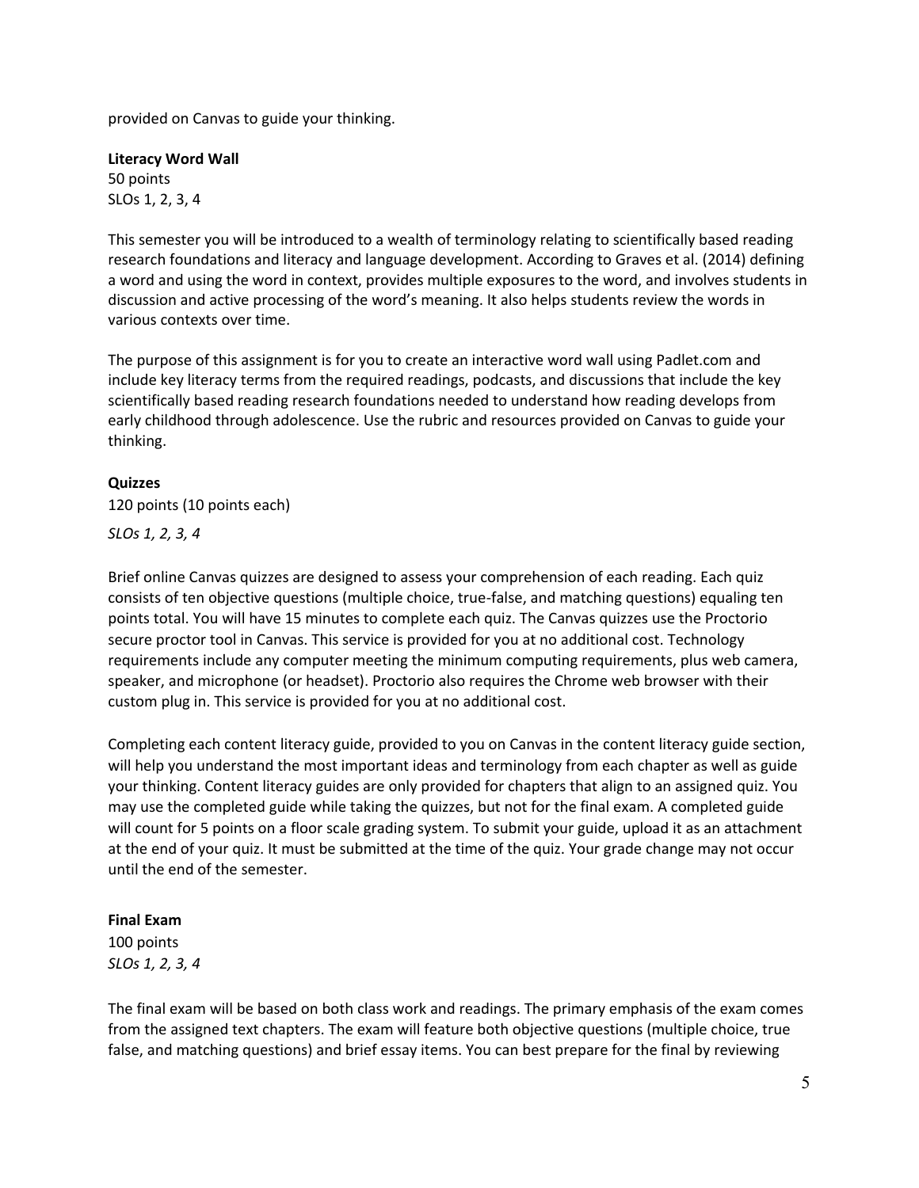provided on Canvas to guide your thinking.

**Literacy Word Wall**
50 points
SLOs 1, 2, 3, 4

This semester you will be introduced to a wealth of terminology relating to scientifically based reading research foundations and literacy and language development. According to Graves et al. (2014) defining a word and using the word in context, provides multiple exposures to the word, and involves students in discussion and active processing of the word's meaning. It also helps students review the words in various contexts over time.

The purpose of this assignment is for you to create an interactive word wall using Padlet.com and include key literacy terms from the required readings, podcasts, and discussions that include the key scientifically based reading research foundations needed to understand how reading develops from early childhood through adolescence. Use the rubric and resources provided on Canvas to guide your thinking.

**Quizzes**
120 points (10 points each)
*SLOs 1, 2, 3, 4*

Brief online Canvas quizzes are designed to assess your comprehension of each reading. Each quiz consists of ten objective questions (multiple choice, true-false, and matching questions) equaling ten points total. You will have 15 minutes to complete each quiz. The Canvas quizzes use the Proctorio secure proctor tool in Canvas. This service is provided for you at no additional cost. Technology requirements include any computer meeting the minimum computing requirements, plus web camera, speaker, and microphone (or headset). Proctorio also requires the Chrome web browser with their custom plug in. This service is provided for you at no additional cost.

Completing each content literacy guide, provided to you on Canvas in the content literacy guide section, will help you understand the most important ideas and terminology from each chapter as well as guide your thinking. Content literacy guides are only provided for chapters that align to an assigned quiz. You may use the completed guide while taking the quizzes, but not for the final exam. A completed guide will count for 5 points on a floor scale grading system. To submit your guide, upload it as an attachment at the end of your quiz. It must be submitted at the time of the quiz. Your grade change may not occur until the end of the semester.

**Final Exam**
100 points
*SLOs 1, 2, 3, 4*

The final exam will be based on both class work and readings. The primary emphasis of the exam comes from the assigned text chapters. The exam will feature both objective questions (multiple choice, true false, and matching questions) and brief essay items. You can best prepare for the final by reviewing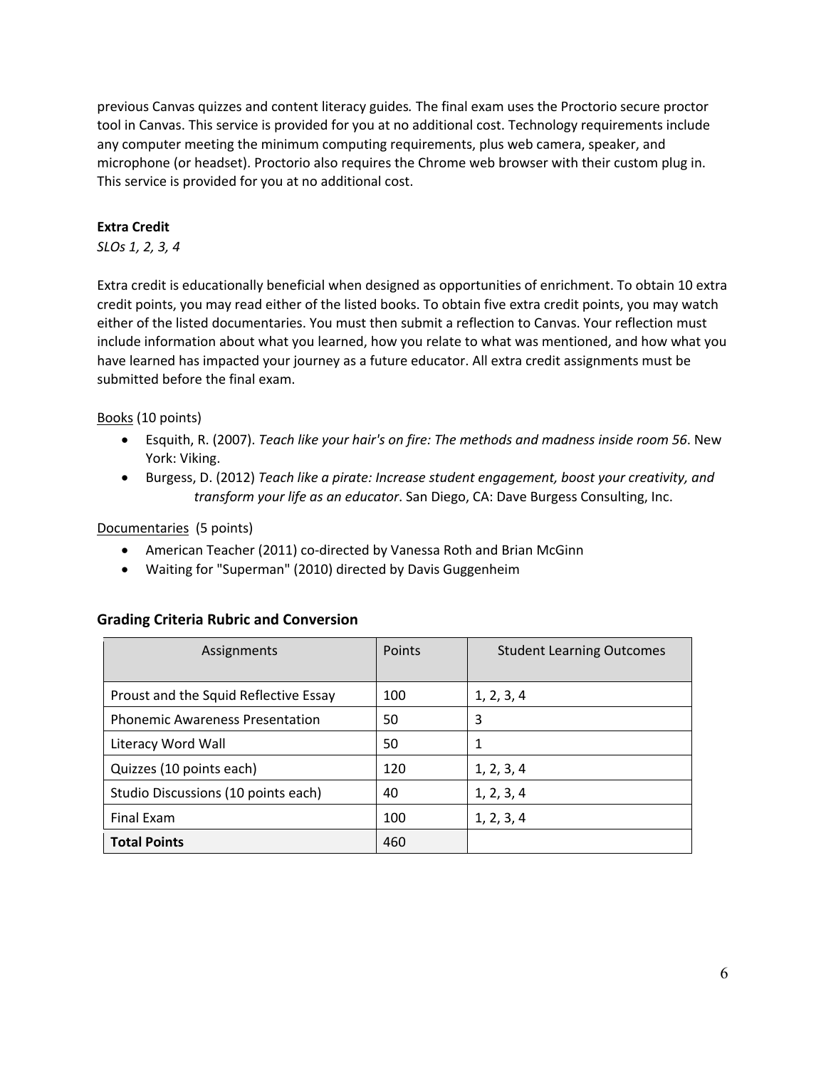previous Canvas quizzes and content literacy guides*.* The final exam uses the Proctorio secure proctor tool in Canvas. This service is provided for you at no additional cost. Technology requirements include any computer meeting the minimum computing requirements, plus web camera, speaker, and microphone (or headset). Proctorio also requires the Chrome web browser with their custom plug in. This service is provided for you at no additional cost.

**Extra Credit**

*SLOs 1, 2, 3, 4*

Extra credit is educationally beneficial when designed as opportunities of enrichment. To obtain 10 extra credit points, you may read either of the listed books. To obtain five extra credit points, you may watch either of the listed documentaries. You must then submit a reflection to Canvas. Your reflection must include information about what you learned, how you relate to what was mentioned, and how what you have learned has impacted your journey as a future educator. All extra credit assignments must be submitted before the final exam.

<u>Books</u> (10 points)

- Esquith, R. (2007). *Teach like your hair's on fire: The methods and madness inside room 56*. New York: Viking.
- Burgess, D. (2012) *Teach like a pirate: Increase student engagement, boost your creativity, and transform your life as an educator*. San Diego, CA: Dave Burgess Consulting, Inc.

<u>Documentaries</u> (5 points)

- American Teacher (2011) co-directed by Vanessa Roth and Brian McGinn
- Waiting for "Superman" (2010) directed by Davis Guggenheim

### Grading Criteria Rubric and Conversion

| Assignments | Points | Student Learning Outcomes |
|---|---|---|
| Proust and the Squid Reflective Essay | 100 | 1, 2, 3, 4 |
| Phonemic Awareness Presentation | 50 | 3 |
| Literacy Word Wall | 50 | 1 |
| Quizzes (10 points each) | 120 | 1, 2, 3, 4 |
| Studio Discussions (10 points each) | 40 | 1, 2, 3, 4 |
| Final Exam | 100 | 1, 2, 3, 4 |
| **Total Points** | 460 | |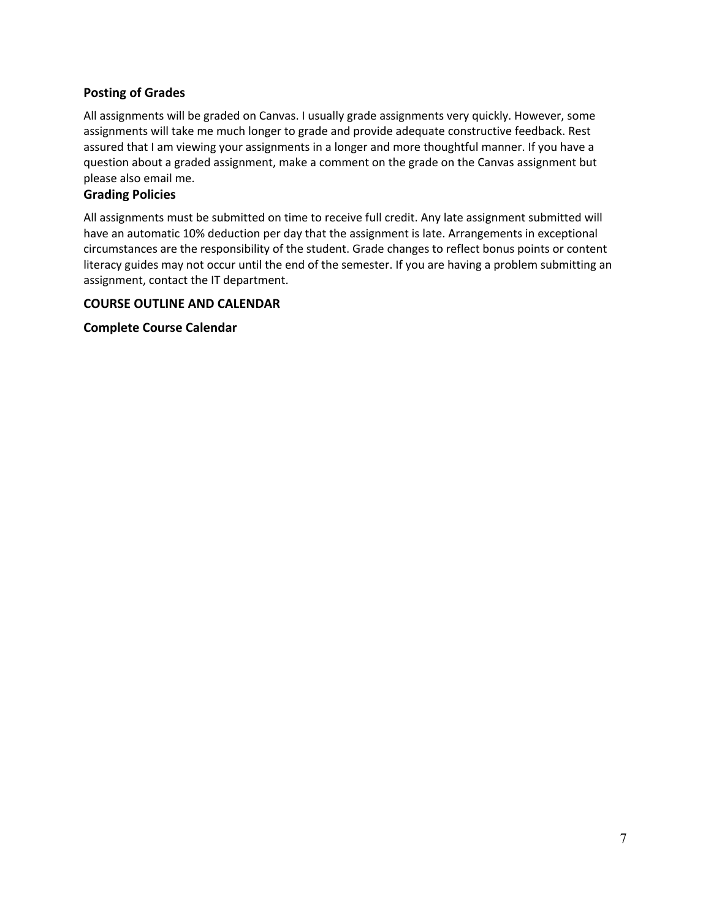### Posting of Grades

All assignments will be graded on Canvas. I usually grade assignments very quickly. However, some assignments will take me much longer to grade and provide adequate constructive feedback. Rest assured that I am viewing your assignments in a longer and more thoughtful manner. If you have a question about a graded assignment, make a comment on the grade on the Canvas assignment but please also email me.

### Grading Policies

All assignments must be submitted on time to receive full credit. Any late assignment submitted will have an automatic 10% deduction per day that the assignment is late. Arrangements in exceptional circumstances are the responsibility of the student. Grade changes to reflect bonus points or content literacy guides may not occur until the end of the semester. If you are having a problem submitting an assignment, contact the IT department.

## COURSE OUTLINE AND CALENDAR

### Complete Course Calendar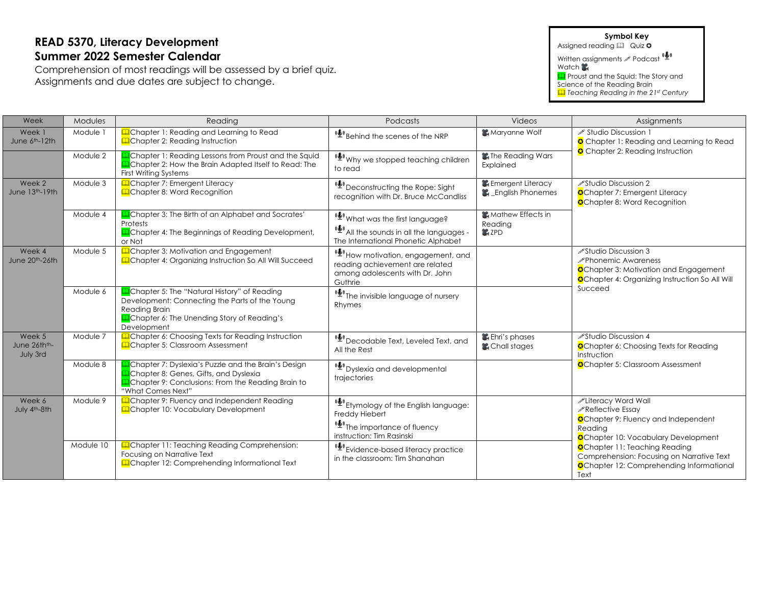# READ 5370, Literacy Development

## Summer 2022 Semester Calendar

Comprehension of most readings will be assessed by a brief quiz.
Assignments and due dates are subject to change.

**Symbol Key**
Assigned reading 🕮 Quiz ✪
Written assignments ✎ Podcast 🎙
Watch 🎥
🕮 Proust and the Squid: The Story and Science of the Reading Brain
🕮 *Teaching Reading in the 21st Century*

| Week | Modules | Reading | Podcasts | Videos | Assignments |
|---|---|---|---|---|---|
| Week 1 June 6th-12th | Module 1 | 🕮Chapter 1: Reading and Learning to Read<br>🕮Chapter 2: Reading Instruction | 🎙Behind the scenes of the NRP | 🎥Maryanne Wolf | ✎ Studio Discussion 1<br>✪ Chapter 1: Reading and Learning to Read<br>✪ Chapter 2: Reading Instruction |
| | Module 2 | 🕮Chapter 1: Reading Lessons from Proust and the Squid<br>🕮Chapter 2: How the Brain Adapted Itself to Read: The First Writing Systems | 🎙Why we stopped teaching children to read | 🎥The Reading Wars Explained | |
| Week 2 June 13th-19th | Module 3 | 🕮Chapter 7: Emergent Literacy<br>🕮Chapter 8: Word Recognition | 🎙Deconstructing the Rope: Sight recognition with Dr. Bruce McCandliss | 🎥Emergent Literacy<br>🎥_English Phonemes | ✎Studio Discussion 2<br>✪Chapter 7: Emergent Literacy<br>✪Chapter 8: Word Recognition |
| | Module 4 | 🕮Chapter 3: The Birth of an Alphabet and Socrates' Protests<br>🕮Chapter 4: The Beginnings of Reading Development, or Not | 🎙What was the first language?<br>🎙All the sounds in all the languages - The International Phonetic Alphabet | 🎥Mathew Effects in Reading<br>🎥ZPD | |
| Week 4 June 20th-26th | Module 5 | 🕮Chapter 3: Motivation and Engagement<br>🕮Chapter 4: Organizing Instruction So All Will Succeed | 🎙How motivation, engagement, and reading achievement are related among adolescents with Dr. John Guthrie | | ✎Studio Discussion 3<br>✎Phonemic Awareness<br>✪Chapter 3: Motivation and Engagement<br>✪Chapter 4: Organizing Instruction So All Will Succeed |
| | Module 6 | 🕮Chapter 5: The "Natural History" of Reading Development: Connecting the Parts of the Young Reading Brain<br>🕮Chapter 6: The Unending Story of Reading's Development | 🎙The invisible language of nursery Rhymes | | |
| Week 5 June 26thth-July 3rd | Module 7 | 🕮Chapter 6: Choosing Texts for Reading Instruction<br>🕮Chapter 5: Classroom Assessment | 🎙Decodable Text, Leveled Text, and All the Rest | 🎥Ehri's phases<br>🎥Chall stages | ✎Studio Discussion 4<br>✪Chapter 6: Choosing Texts for Reading Instruction<br>✪Chapter 5: Classroom Assessment |
| | Module 8 | 🕮Chapter 7: Dyslexia's Puzzle and the Brain's Design<br>🕮Chapter 8: Genes, Gifts, and Dyslexia<br>🕮Chapter 9: Conclusions: From the Reading Brain to "What Comes Next" | 🎙Dyslexia and developmental trajectories | | |
| Week 6 July 4th-8th | Module 9 | 🕮Chapter 9: Fluency and Independent Reading<br>🕮Chapter 10: Vocabulary Development | 🎙Etymology of the English language: Freddy Hiebert<br>🎙The importance of fluency instruction: Tim Rasinski | | ✎Literacy Word Wall<br>✎Reflective Essay<br>✪Chapter 9: Fluency and Independent Reading<br>✪Chapter 10: Vocabulary Development<br>✪Chapter 11: Teaching Reading Comprehension: Focusing on Narrative Text<br>✪Chapter 12: Comprehending Informational Text |
| | Module 10 | 🕮Chapter 11: Teaching Reading Comprehension: Focusing on Narrative Text<br>🕮Chapter 12: Comprehending Informational Text | 🎙Evidence-based literacy practice in the classroom: Tim Shanahan | | |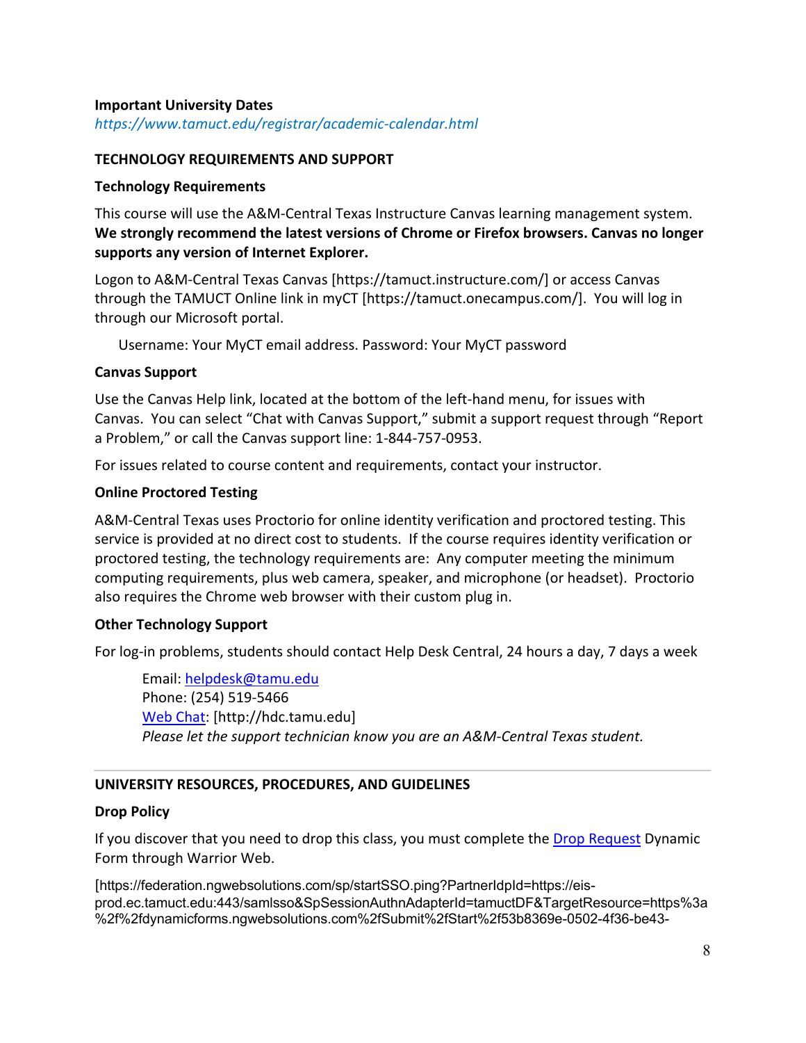**Important University Dates**
*https://www.tamuct.edu/registrar/academic-calendar.html*

**TECHNOLOGY REQUIREMENTS AND SUPPORT**

**Technology Requirements**

This course will use the A&M-Central Texas Instructure Canvas learning management system. **We strongly recommend the latest versions of Chrome or Firefox browsers. Canvas no longer supports any version of Internet Explorer.**

Logon to A&M-Central Texas Canvas [https://tamuct.instructure.com/] or access Canvas through the TAMUCT Online link in myCT [https://tamuct.onecampus.com/]. You will log in through our Microsoft portal.

Username: Your MyCT email address. Password: Your MyCT password

**Canvas Support**

Use the Canvas Help link, located at the bottom of the left-hand menu, for issues with Canvas. You can select "Chat with Canvas Support," submit a support request through "Report a Problem," or call the Canvas support line: 1-844-757-0953.

For issues related to course content and requirements, contact your instructor.

**Online Proctored Testing**

A&M-Central Texas uses Proctorio for online identity verification and proctored testing. This service is provided at no direct cost to students. If the course requires identity verification or proctored testing, the technology requirements are: Any computer meeting the minimum computing requirements, plus web camera, speaker, and microphone (or headset). Proctorio also requires the Chrome web browser with their custom plug in.

**Other Technology Support**

For log-in problems, students should contact Help Desk Central, 24 hours a day, 7 days a week

Email: helpdesk@tamu.edu
Phone: (254) 519-5466
Web Chat: [http://hdc.tamu.edu]
*Please let the support technician know you are an A&M-Central Texas student.*

---

**UNIVERSITY RESOURCES, PROCEDURES, AND GUIDELINES**

**Drop Policy**

If you discover that you need to drop this class, you must complete the Drop Request Dynamic Form through Warrior Web.

[https://federation.ngwebsolutions.com/sp/startSSO.ping?PartnerIdpId=https://eis-prod.ec.tamuct.edu:443/samlsso&SpSessionAuthnAdapterId=tamuctDF&TargetResource=https%3a%2f%2fdynamicforms.ngwebsolutions.com%2fSubmit%2fStart%2f53b8369e-0502-4f36-be43-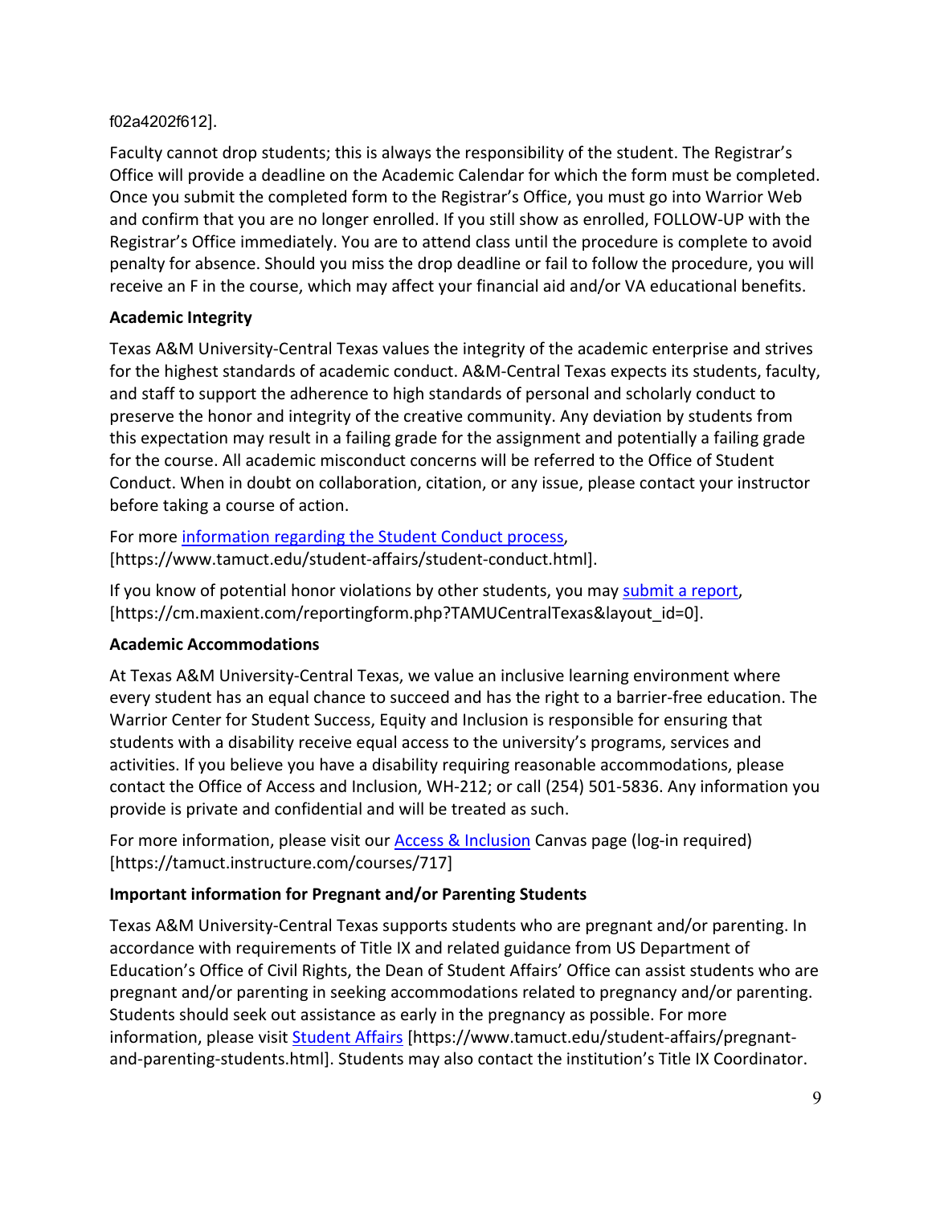f02a4202f612].

Faculty cannot drop students; this is always the responsibility of the student. The Registrar's Office will provide a deadline on the Academic Calendar for which the form must be completed. Once you submit the completed form to the Registrar's Office, you must go into Warrior Web and confirm that you are no longer enrolled. If you still show as enrolled, FOLLOW-UP with the Registrar's Office immediately. You are to attend class until the procedure is complete to avoid penalty for absence. Should you miss the drop deadline or fail to follow the procedure, you will receive an F in the course, which may affect your financial aid and/or VA educational benefits.

**Academic Integrity**

Texas A&M University-Central Texas values the integrity of the academic enterprise and strives for the highest standards of academic conduct. A&M-Central Texas expects its students, faculty, and staff to support the adherence to high standards of personal and scholarly conduct to preserve the honor and integrity of the creative community. Any deviation by students from this expectation may result in a failing grade for the assignment and potentially a failing grade for the course. All academic misconduct concerns will be referred to the Office of Student Conduct. When in doubt on collaboration, citation, or any issue, please contact your instructor before taking a course of action.

For more information regarding the Student Conduct process, [https://www.tamuct.edu/student-affairs/student-conduct.html].

If you know of potential honor violations by other students, you may submit a report, [https://cm.maxient.com/reportingform.php?TAMUCentralTexas&layout_id=0].

**Academic Accommodations**

At Texas A&M University-Central Texas, we value an inclusive learning environment where every student has an equal chance to succeed and has the right to a barrier-free education. The Warrior Center for Student Success, Equity and Inclusion is responsible for ensuring that students with a disability receive equal access to the university's programs, services and activities. If you believe you have a disability requiring reasonable accommodations, please contact the Office of Access and Inclusion, WH-212; or call (254) 501-5836. Any information you provide is private and confidential and will be treated as such.

For more information, please visit our Access & Inclusion Canvas page (log-in required) [https://tamuct.instructure.com/courses/717]

**Important information for Pregnant and/or Parenting Students**

Texas A&M University-Central Texas supports students who are pregnant and/or parenting. In accordance with requirements of Title IX and related guidance from US Department of Education's Office of Civil Rights, the Dean of Student Affairs' Office can assist students who are pregnant and/or parenting in seeking accommodations related to pregnancy and/or parenting. Students should seek out assistance as early in the pregnancy as possible. For more information, please visit Student Affairs [https://www.tamuct.edu/student-affairs/pregnant-and-parenting-students.html]. Students may also contact the institution's Title IX Coordinator.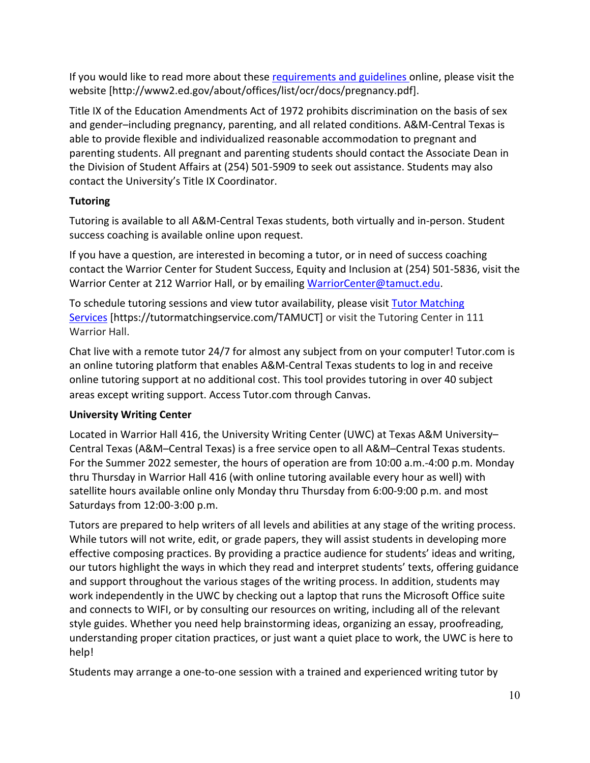If you would like to read more about these [requirements and guidelines](http://www2.ed.gov/about/offices/list/ocr/docs/pregnancy.pdf) online, please visit the website [http://www2.ed.gov/about/offices/list/ocr/docs/pregnancy.pdf].

Title IX of the Education Amendments Act of 1972 prohibits discrimination on the basis of sex and gender–including pregnancy, parenting, and all related conditions. A&M-Central Texas is able to provide flexible and individualized reasonable accommodation to pregnant and parenting students. All pregnant and parenting students should contact the Associate Dean in the Division of Student Affairs at (254) 501-5909 to seek out assistance. Students may also contact the University's Title IX Coordinator.

**Tutoring**

Tutoring is available to all A&M-Central Texas students, both virtually and in-person. Student success coaching is available online upon request.

If you have a question, are interested in becoming a tutor, or in need of success coaching contact the Warrior Center for Student Success, Equity and Inclusion at (254) 501-5836, visit the Warrior Center at 212 Warrior Hall, or by emailing [WarriorCenter@tamuct.edu](mailto:WarriorCenter@tamuct.edu).

To schedule tutoring sessions and view tutor availability, please visit [Tutor Matching Services](https://tutormatchingservice.com/TAMUCT) [https://tutormatchingservice.com/TAMUCT] or visit the Tutoring Center in 111 Warrior Hall.

Chat live with a remote tutor 24/7 for almost any subject from on your computer! Tutor.com is an online tutoring platform that enables A&M-Central Texas students to log in and receive online tutoring support at no additional cost. This tool provides tutoring in over 40 subject areas except writing support. Access Tutor.com through Canvas.

**University Writing Center**

Located in Warrior Hall 416, the University Writing Center (UWC) at Texas A&M University–Central Texas (A&M–Central Texas) is a free service open to all A&M–Central Texas students. For the Summer 2022 semester, the hours of operation are from 10:00 a.m.-4:00 p.m. Monday thru Thursday in Warrior Hall 416 (with online tutoring available every hour as well) with satellite hours available online only Monday thru Thursday from 6:00-9:00 p.m. and most Saturdays from 12:00-3:00 p.m.

Tutors are prepared to help writers of all levels and abilities at any stage of the writing process. While tutors will not write, edit, or grade papers, they will assist students in developing more effective composing practices. By providing a practice audience for students' ideas and writing, our tutors highlight the ways in which they read and interpret students' texts, offering guidance and support throughout the various stages of the writing process. In addition, students may work independently in the UWC by checking out a laptop that runs the Microsoft Office suite and connects to WIFI, or by consulting our resources on writing, including all of the relevant style guides. Whether you need help brainstorming ideas, organizing an essay, proofreading, understanding proper citation practices, or just want a quiet place to work, the UWC is here to help!

Students may arrange a one-to-one session with a trained and experienced writing tutor by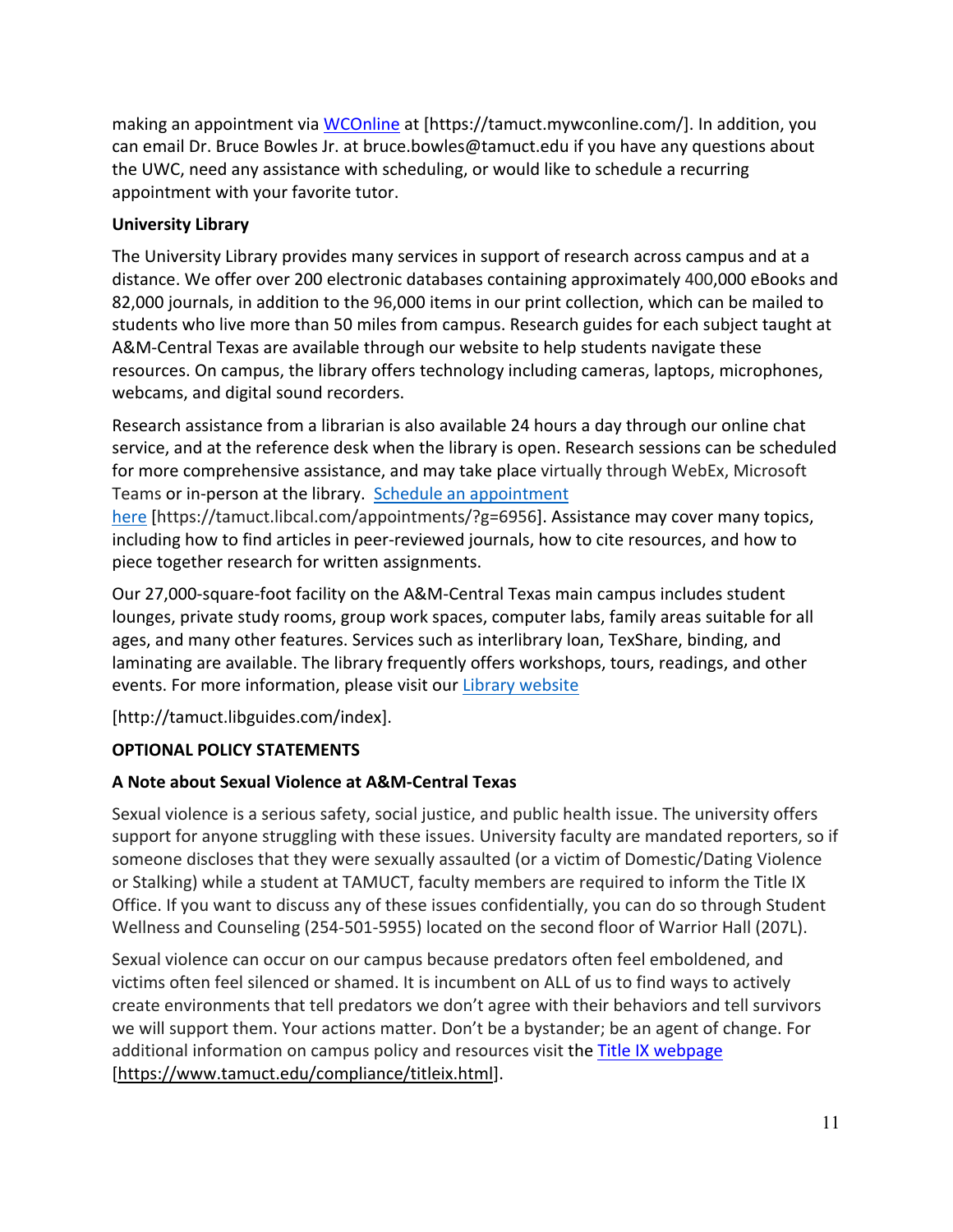making an appointment via WCOnline at [https://tamuct.mywconline.com/]. In addition, you can email Dr. Bruce Bowles Jr. at bruce.bowles@tamuct.edu if you have any questions about the UWC, need any assistance with scheduling, or would like to schedule a recurring appointment with your favorite tutor.

**University Library**

The University Library provides many services in support of research across campus and at a distance. We offer over 200 electronic databases containing approximately 400,000 eBooks and 82,000 journals, in addition to the 96,000 items in our print collection, which can be mailed to students who live more than 50 miles from campus. Research guides for each subject taught at A&M-Central Texas are available through our website to help students navigate these resources. On campus, the library offers technology including cameras, laptops, microphones, webcams, and digital sound recorders.

Research assistance from a librarian is also available 24 hours a day through our online chat service, and at the reference desk when the library is open. Research sessions can be scheduled for more comprehensive assistance, and may take place virtually through WebEx, Microsoft Teams or in-person at the library. Schedule an appointment here [https://tamuct.libcal.com/appointments/?g=6956]. Assistance may cover many topics, including how to find articles in peer-reviewed journals, how to cite resources, and how to piece together research for written assignments.

Our 27,000-square-foot facility on the A&M-Central Texas main campus includes student lounges, private study rooms, group work spaces, computer labs, family areas suitable for all ages, and many other features. Services such as interlibrary loan, TexShare, binding, and laminating are available. The library frequently offers workshops, tours, readings, and other events. For more information, please visit our Library website

[http://tamuct.libguides.com/index].

**OPTIONAL POLICY STATEMENTS**

**A Note about Sexual Violence at A&M-Central Texas**

Sexual violence is a serious safety, social justice, and public health issue. The university offers support for anyone struggling with these issues. University faculty are mandated reporters, so if someone discloses that they were sexually assaulted (or a victim of Domestic/Dating Violence or Stalking) while a student at TAMUCT, faculty members are required to inform the Title IX Office. If you want to discuss any of these issues confidentially, you can do so through Student Wellness and Counseling (254-501-5955) located on the second floor of Warrior Hall (207L).

Sexual violence can occur on our campus because predators often feel emboldened, and victims often feel silenced or shamed. It is incumbent on ALL of us to find ways to actively create environments that tell predators we don't agree with their behaviors and tell survivors we will support them. Your actions matter. Don't be a bystander; be an agent of change. For additional information on campus policy and resources visit the Title IX webpage [https://www.tamuct.edu/compliance/titleix.html].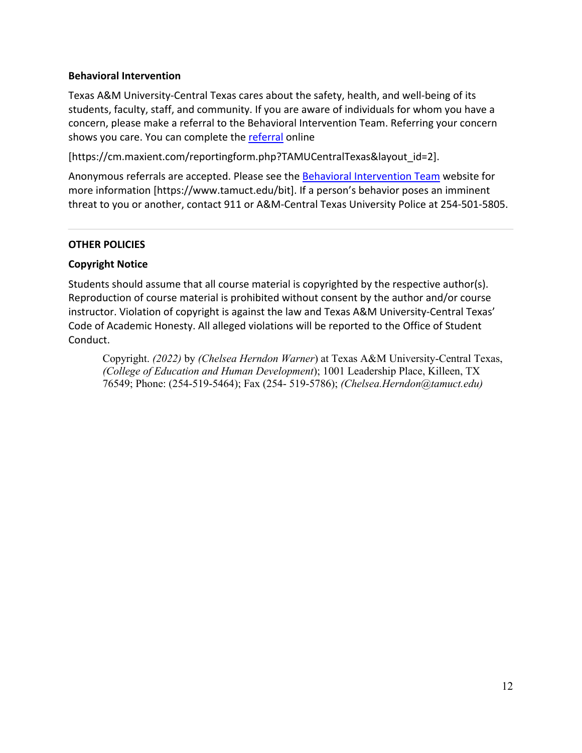**Behavioral Intervention**

Texas A&M University-Central Texas cares about the safety, health, and well-being of its students, faculty, staff, and community. If you are aware of individuals for whom you have a concern, please make a referral to the Behavioral Intervention Team. Referring your concern shows you care. You can complete the referral online

[https://cm.maxient.com/reportingform.php?TAMUCentralTexas&layout_id=2].

Anonymous referrals are accepted. Please see the Behavioral Intervention Team website for more information [https://www.tamuct.edu/bit]. If a person's behavior poses an imminent threat to you or another, contact 911 or A&M-Central Texas University Police at 254-501-5805.

---

**OTHER POLICIES**

**Copyright Notice**

Students should assume that all course material is copyrighted by the respective author(s). Reproduction of course material is prohibited without consent by the author and/or course instructor. Violation of copyright is against the law and Texas A&M University-Central Texas' Code of Academic Honesty. All alleged violations will be reported to the Office of Student Conduct.

> Copyright. *(2022)* by *(Chelsea Herndon Warner*) at Texas A&M University-Central Texas, *(College of Education and Human Development*); 1001 Leadership Place, Killeen, TX 76549; Phone: (254-519-5464); Fax (254- 519-5786); *(Chelsea.Herndon@tamuct.edu)*